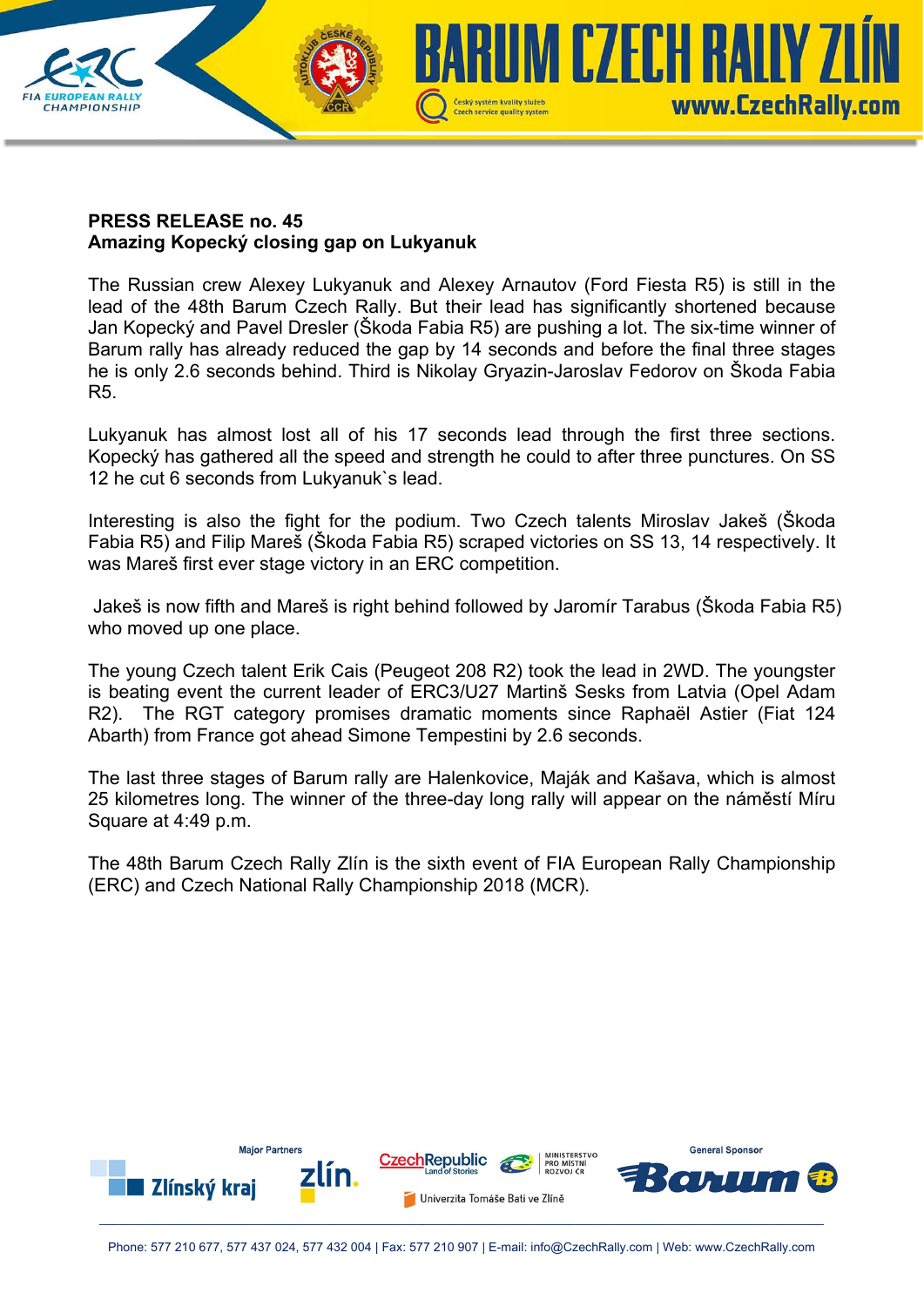**PRESS RELEASE no. 45**
**Amazing Kopecký closing gap on Lukyanuk**

The Russian crew Alexey Lukyanuk and Alexey Arnautov (Ford Fiesta R5) is still in the lead of the 48th Barum Czech Rally. But their lead has significantly shortened because Jan Kopecký and Pavel Dresler (Škoda Fabia R5) are pushing a lot. The six-time winner of Barum rally has already reduced the gap by 14 seconds and before the final three stages he is only 2.6 seconds behind. Third is Nikolay Gryazin-Jaroslav Fedorov on Škoda Fabia R5.

Lukyanuk has almost lost all of his 17 seconds lead through the first three sections. Kopecký has gathered all the speed and strength he could to after three punctures. On SS 12 he cut 6 seconds from Lukyanuk`s lead.

Interesting is also the fight for the podium. Two Czech talents Miroslav Jakeš (Škoda Fabia R5) and Filip Mareš (Škoda Fabia R5) scraped victories on SS 13, 14 respectively. It was Mareš first ever stage victory in an ERC competition.

Jakeš is now fifth and Mareš is right behind followed by Jaromír Tarabus (Škoda Fabia R5) who moved up one place.

The young Czech talent Erik Cais (Peugeot 208 R2) took the lead in 2WD. The youngster is beating event the current leader of ERC3/U27 Martinš Sesks from Latvia (Opel Adam R2). The RGT category promises dramatic moments since Raphaël Astier (Fiat 124 Abarth) from France got ahead Simone Tempestini by 2.6 seconds.

The last three stages of Barum rally are Halenkovice, Maják and Kašava, which is almost 25 kilometres long. The winner of the three-day long rally will appear on the náměstí Míru Square at 4:49 p.m.

The 48th Barum Czech Rally Zlín is the sixth event of FIA European Rally Championship (ERC) and Czech National Rally Championship 2018 (MCR).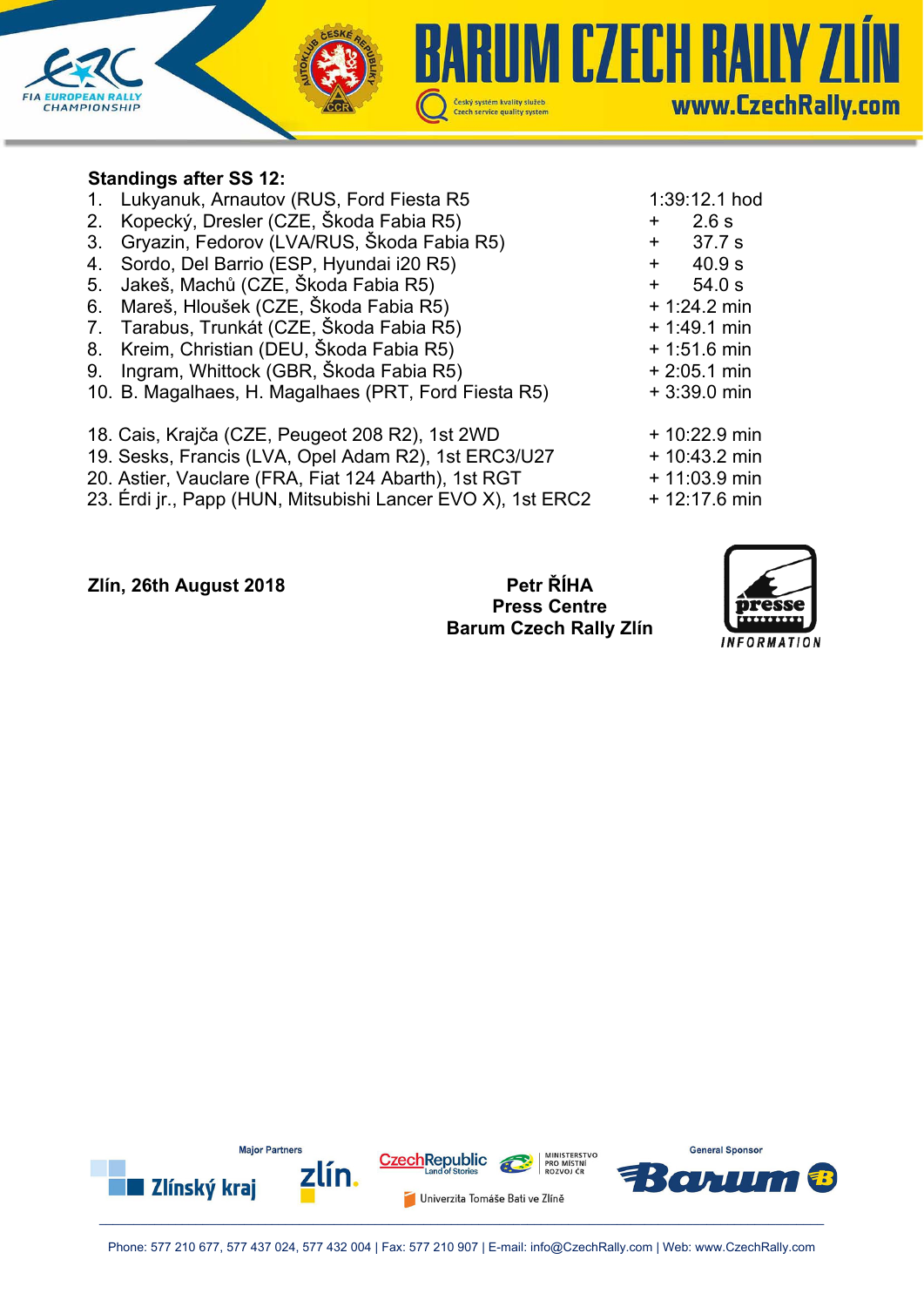**Standings after SS 12:**

| | | |
|---|---|---|
| 1. | Lukyanuk, Arnautov (RUS, Ford Fiesta R5 | 1:39:12.1 hod |
| 2. | Kopecký, Dresler (CZE, Škoda Fabia R5) | + 2.6 s |
| 3. | Gryazin, Fedorov (LVA/RUS, Škoda Fabia R5) | + 37.7 s |
| 4. | Sordo, Del Barrio (ESP, Hyundai i20 R5) | + 40.9 s |
| 5. | Jakeš, Machů (CZE, Škoda Fabia R5) | + 54.0 s |
| 6. | Mareš, Hloušek (CZE, Škoda Fabia R5) | + 1:24.2 min |
| 7. | Tarabus, Trunkát (CZE, Škoda Fabia R5) | + 1:49.1 min |
| 8. | Kreim, Christian (DEU, Škoda Fabia R5) | + 1:51.6 min |
| 9. | Ingram, Whittock (GBR, Škoda Fabia R5) | + 2:05.1 min |
| 10. | B. Magalhaes, H. Magalhaes (PRT, Ford Fiesta R5) | + 3:39.0 min |
| 18. | Cais, Krajča (CZE, Peugeot 208 R2), 1st 2WD | + 10:22.9 min |
| 19. | Sesks, Francis (LVA, Opel Adam R2), 1st ERC3/U27 | + 10:43.2 min |
| 20. | Astier, Vauclare (FRA, Fiat 124 Abarth), 1st RGT | + 11:03.9 min |
| 23. | Érdi jr., Papp (HUN, Mitsubishi Lancer EVO X), 1st ERC2 | + 12:17.6 min |

**Zlín, 26th August 2018**

**Petr ŘÍHA**
**Press Centre**
**Barum Czech Rally Zlín**